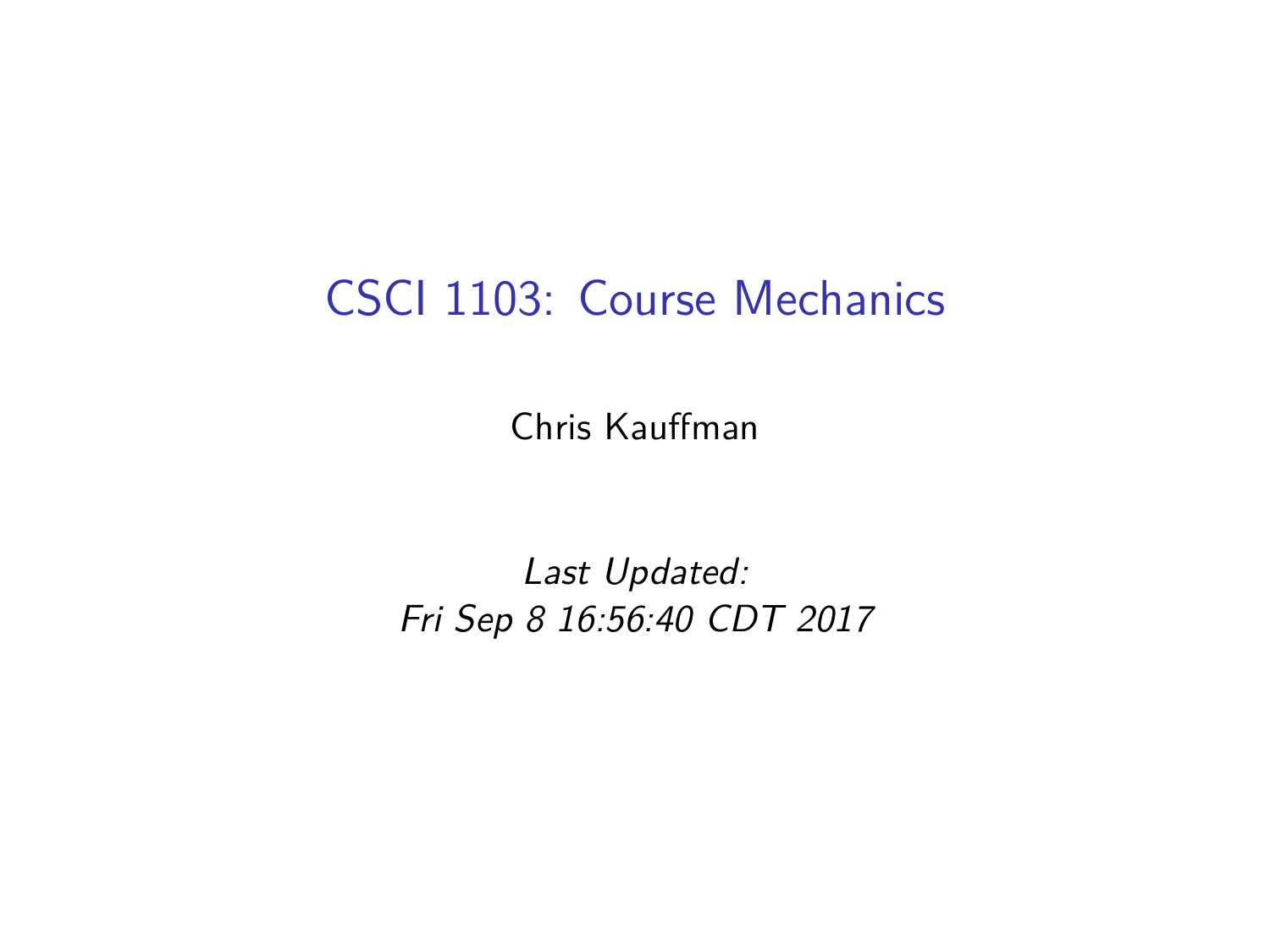# CSCI 1103: Course Mechanics

Chris Kauffman

*Last Updated:*
*Fri Sep 8 16:56:40 CDT 2017*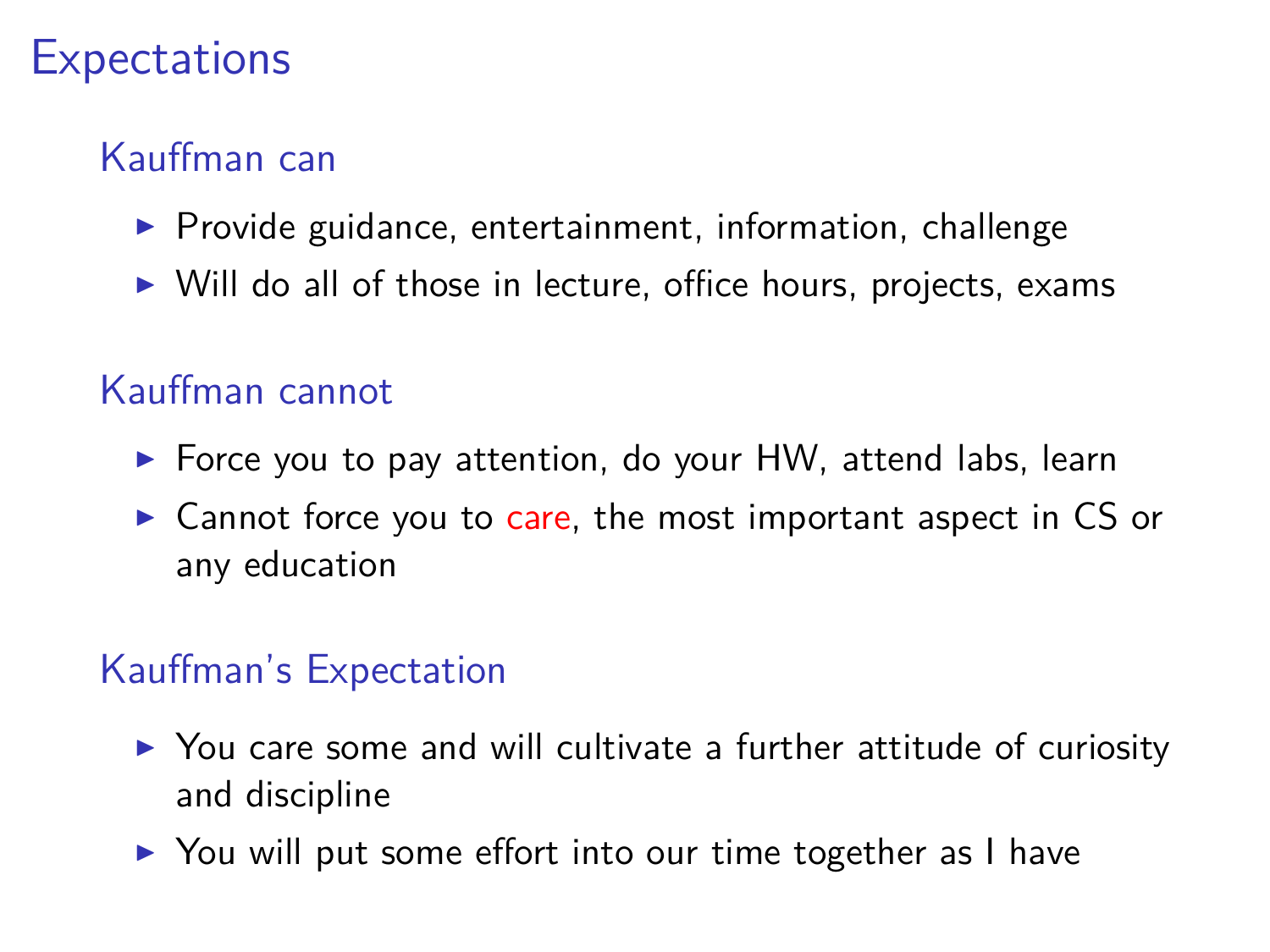# Expectations

### Kauffman can

- Provide guidance, entertainment, information, challenge
- Will do all of those in lecture, office hours, projects, exams

### Kauffman cannot

- Force you to pay attention, do your HW, attend labs, learn
- Cannot force you to care, the most important aspect in CS or any education

### Kauffman's Expectation

- You care some and will cultivate a further attitude of curiosity and discipline
- You will put some effort into our time together as I have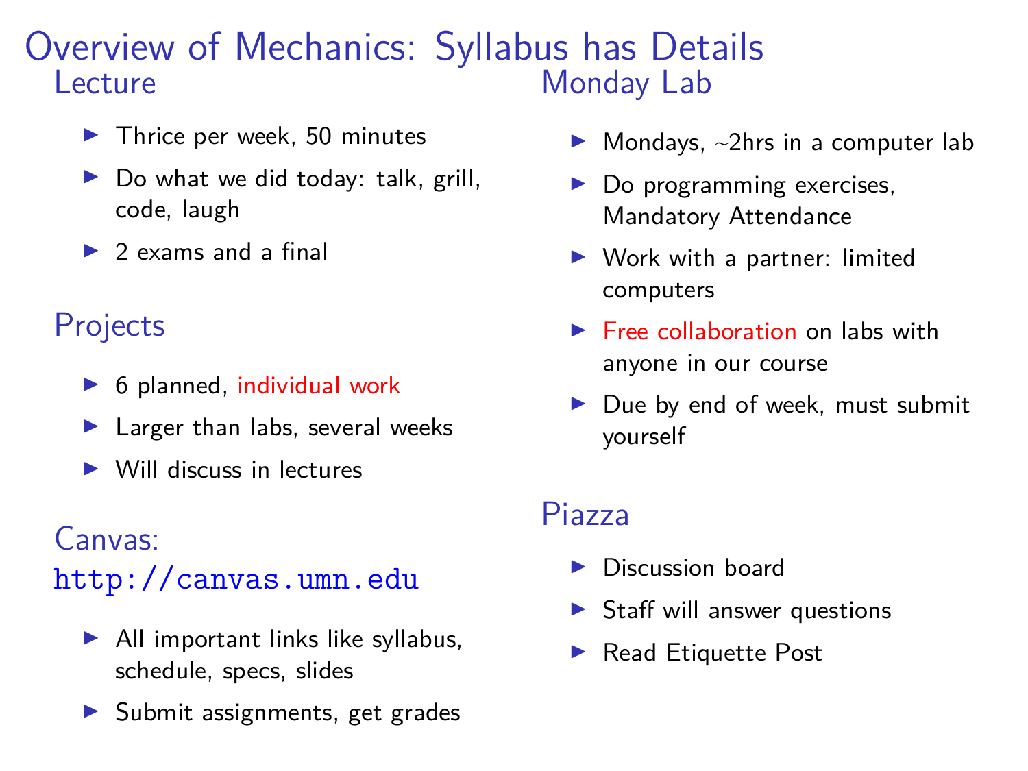# Overview of Mechanics: Syllabus has Details

## Lecture

- Thrice per week, 50 minutes
- Do what we did today: talk, grill, code, laugh
- 2 exams and a final

## Projects

- 6 planned, individual work
- Larger than labs, several weeks
- Will discuss in lectures

## Canvas: http://canvas.umn.edu

- All important links like syllabus, schedule, specs, slides
- Submit assignments, get grades

## Monday Lab

- Mondays, ~2hrs in a computer lab
- Do programming exercises, Mandatory Attendance
- Work with a partner: limited computers
- Free collaboration on labs with anyone in our course
- Due by end of week, must submit yourself

## Piazza

- Discussion board
- Staff will answer questions
- Read Etiquette Post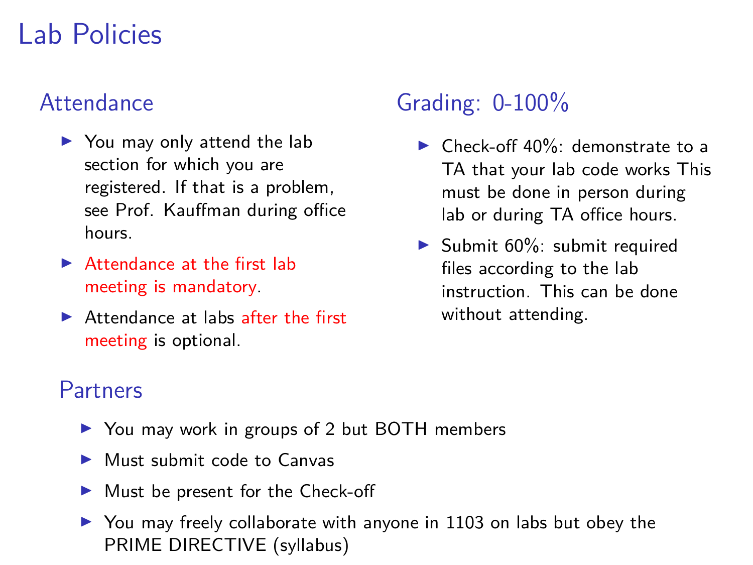# Lab Policies

## Attendance

- You may only attend the lab section for which you are registered. If that is a problem, see Prof. Kauffman during office hours.
- Attendance at the first lab meeting is mandatory.
- Attendance at labs after the first meeting is optional.

## Grading: 0-100%

- Check-off 40%: demonstrate to a TA that your lab code works This must be done in person during lab or during TA office hours.
- Submit 60%: submit required files according to the lab instruction. This can be done without attending.

## Partners

- You may work in groups of 2 but BOTH members
- Must submit code to Canvas
- Must be present for the Check-off
- You may freely collaborate with anyone in 1103 on labs but obey the PRIME DIRECTIVE (syllabus)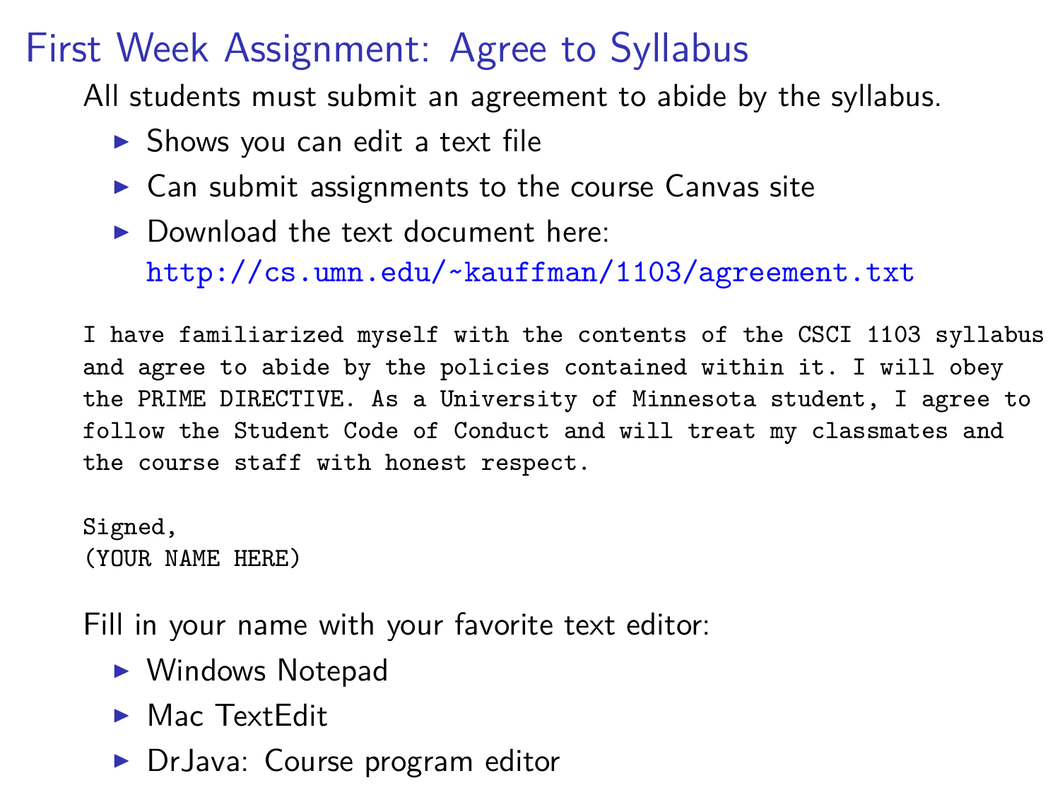# First Week Assignment: Agree to Syllabus

All students must submit an agreement to abide by the syllabus.

- Shows you can edit a text file
- Can submit assignments to the course Canvas site
- Download the text document here:
  http://cs.umn.edu/~kauffman/1103/agreement.txt

```
I have familiarized myself with the contents of the CSCI 1103 syllabus
and agree to abide by the policies contained within it. I will obey
the PRIME DIRECTIVE. As a University of Minnesota student, I agree to
follow the Student Code of Conduct and will treat my classmates and
the course staff with honest respect.

Signed,
(YOUR NAME HERE)
```

Fill in your name with your favorite text editor:

- Windows Notepad
- Mac TextEdit
- DrJava: Course program editor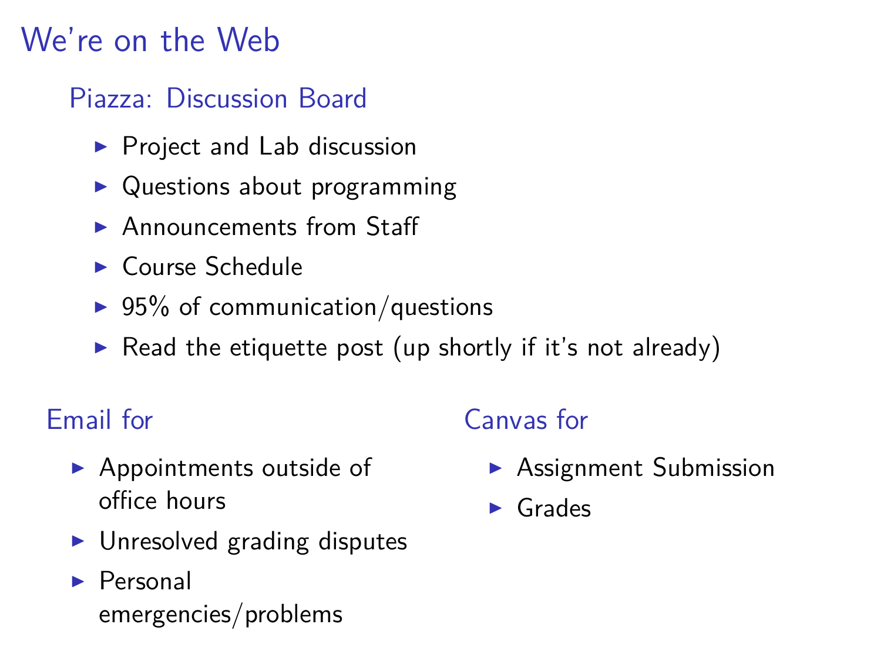# We're on the Web

## Piazza: Discussion Board

- Project and Lab discussion
- Questions about programming
- Announcements from Staff
- Course Schedule
- 95% of communication/questions
- Read the etiquette post (up shortly if it's not already)

## Email for

- Appointments outside of office hours
- Unresolved grading disputes
- Personal emergencies/problems

## Canvas for

- Assignment Submission
- Grades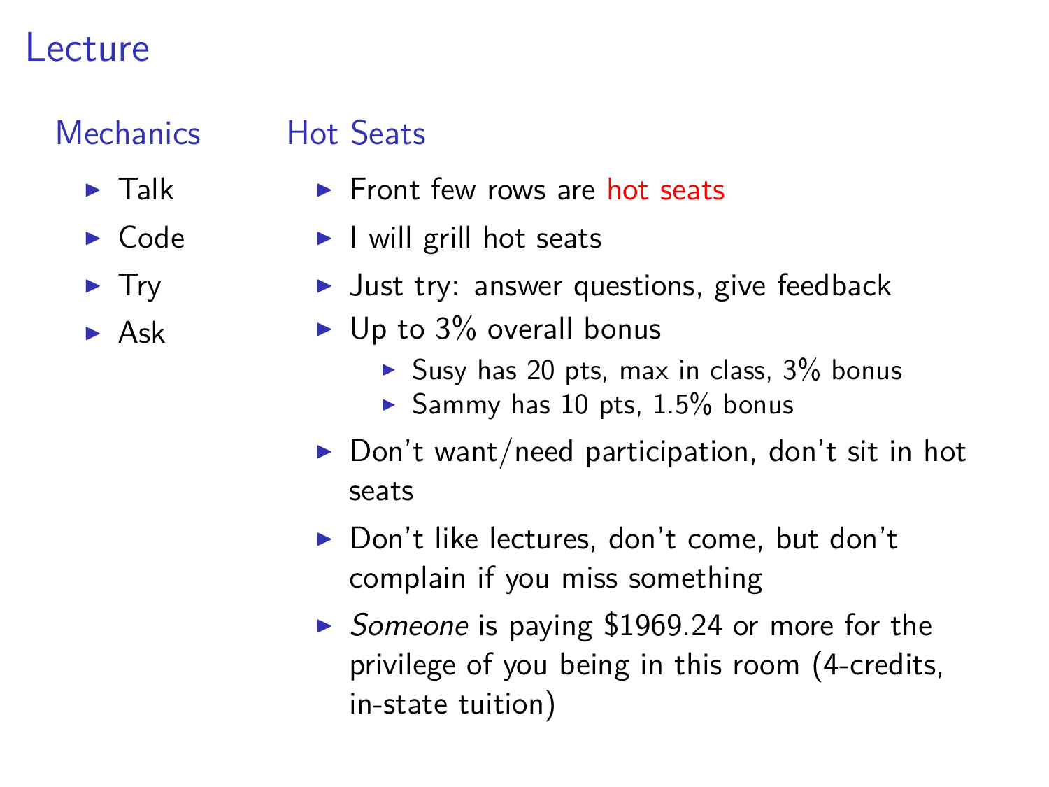# Lecture

## Mechanics

- Talk
- Code
- Try
- Ask

## Hot Seats

- Front few rows are hot seats
- I will grill hot seats
- Just try: answer questions, give feedback
- Up to 3% overall bonus
  - Susy has 20 pts, max in class, 3% bonus
  - Sammy has 10 pts, 1.5% bonus
- Don't want/need participation, don't sit in hot seats
- Don't like lectures, don't come, but don't complain if you miss something
- *Someone* is paying $1969.24 or more for the privilege of you being in this room (4-credits, in-state tuition)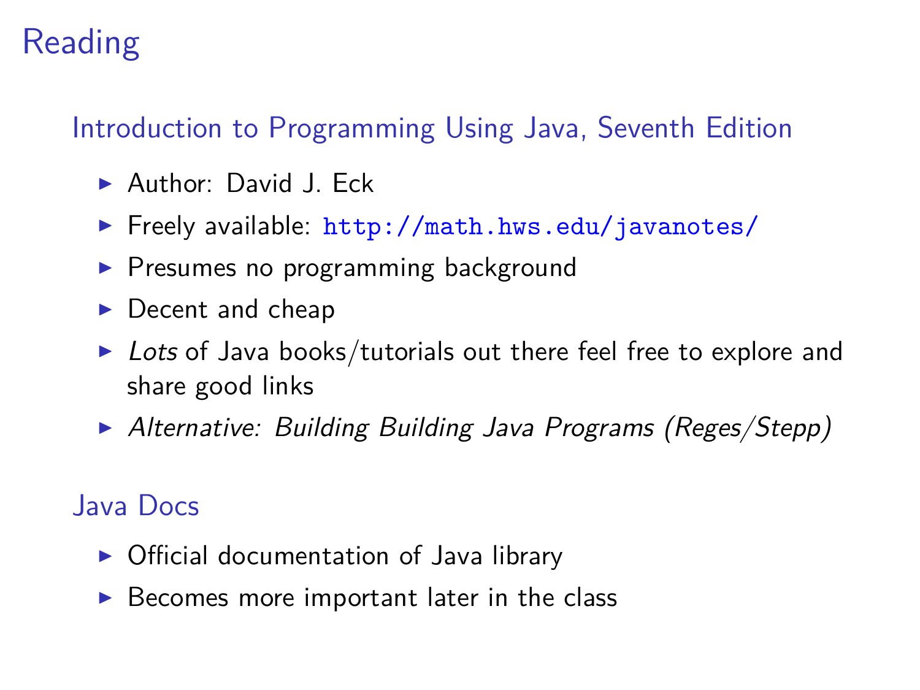# Reading

## Introduction to Programming Using Java, Seventh Edition

- Author: David J. Eck
- Freely available: `http://math.hws.edu/javanotes/`
- Presumes no programming background
- Decent and cheap
- *Lots* of Java books/tutorials out there feel free to explore and share good links
- *Alternative: Building Building Java Programs (Reges/Stepp)*

## Java Docs

- Official documentation of Java library
- Becomes more important later in the class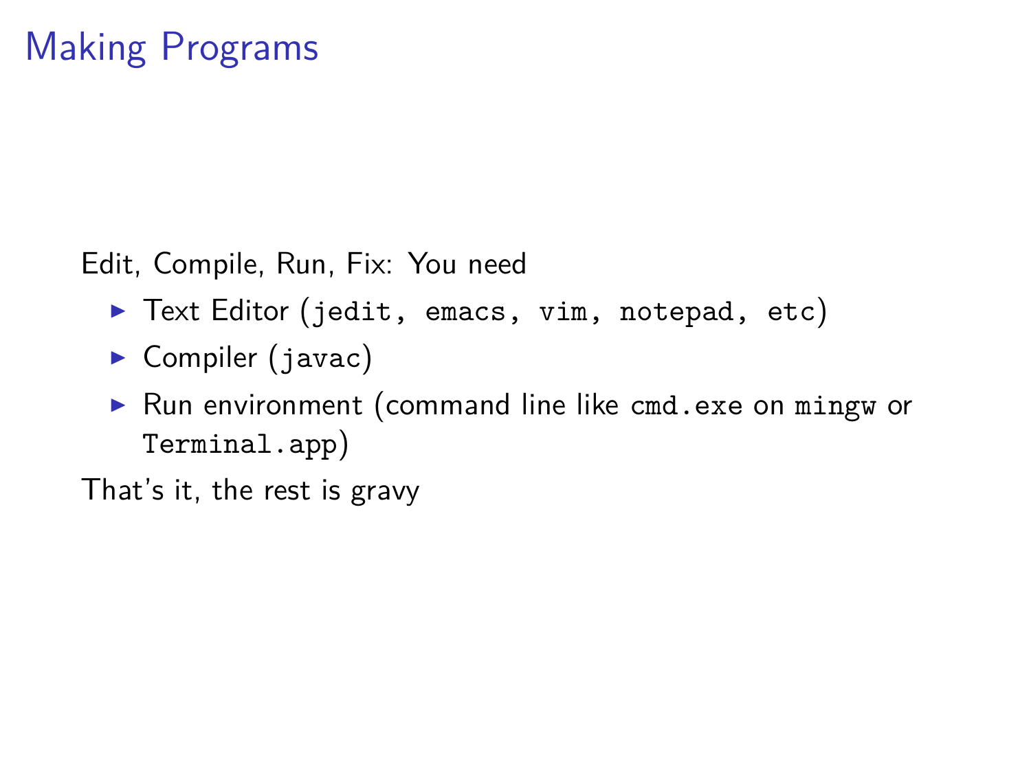# Making Programs

Edit, Compile, Run, Fix: You need

- Text Editor (`jedit, emacs, vim, notepad, etc`)
- Compiler (`javac`)
- Run environment (command line like `cmd.exe` on `mingw` or `Terminal.app`)

That's it, the rest is gravy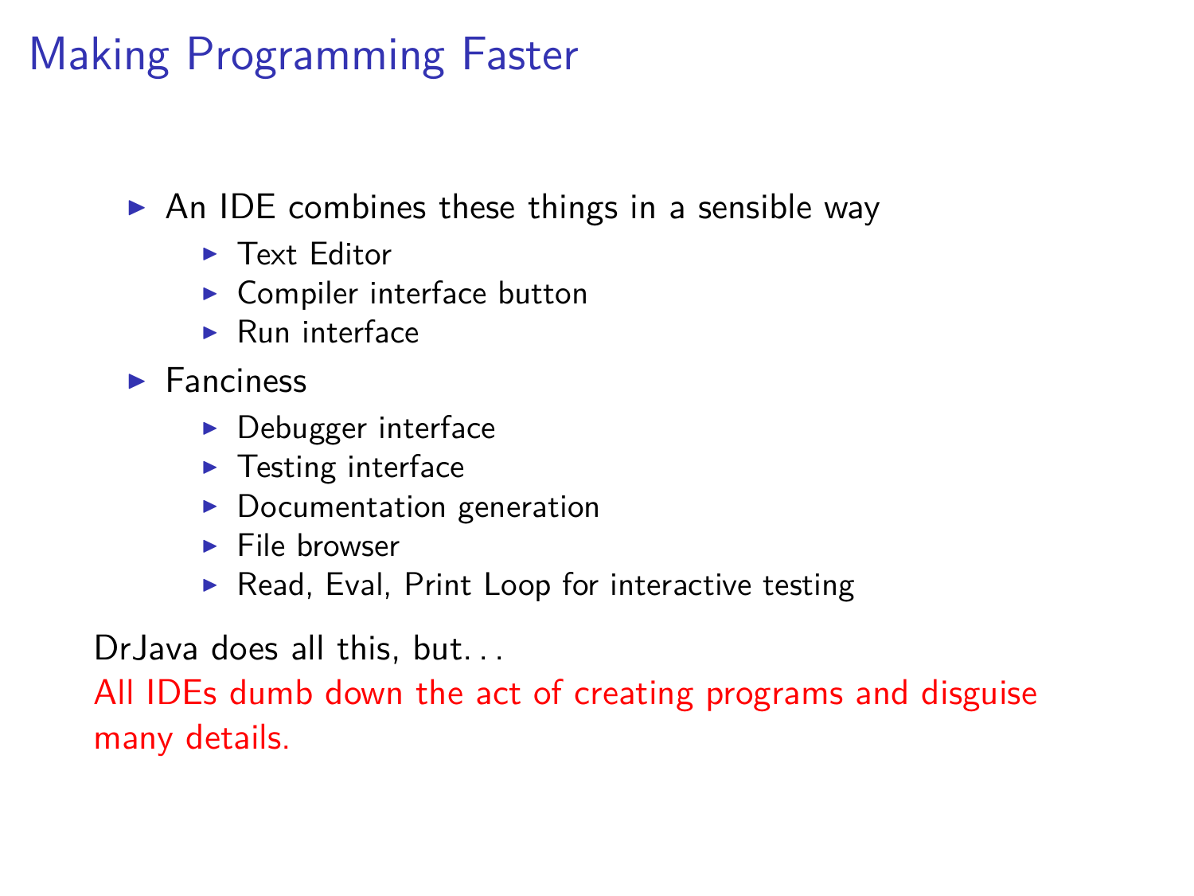# Making Programming Faster

- An IDE combines these things in a sensible way
  - Text Editor
  - Compiler interface button
  - Run interface
- Fanciness
  - Debugger interface
  - Testing interface
  - Documentation generation
  - File browser
  - Read, Eval, Print Loop for interactive testing

DrJava does all this, but...

All IDEs dumb down the act of creating programs and disguise many details.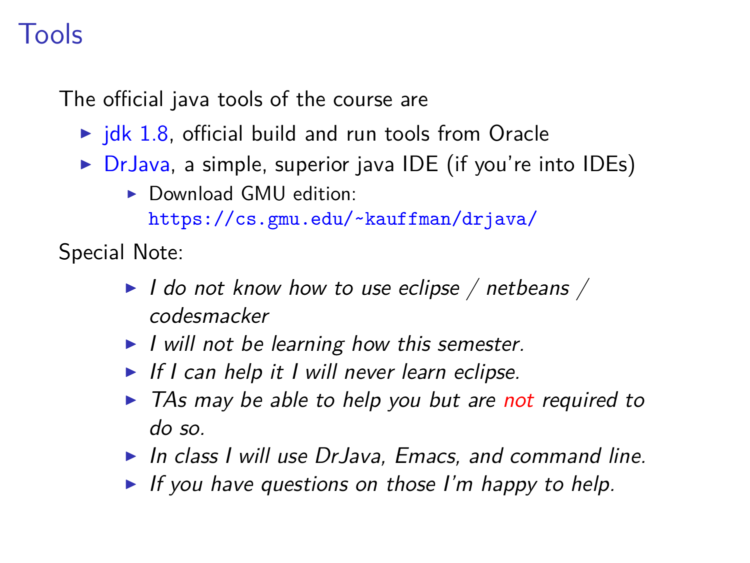# Tools

The official java tools of the course are

- jdk 1.8, official build and run tools from Oracle
- DrJava, a simple, superior java IDE (if you're into IDEs)
  - Download GMU edition: `https://cs.gmu.edu/~kauffman/drjava/`

Special Note:

- *I do not know how to use eclipse / netbeans / codesmacker*
- *I will not be learning how this semester.*
- *If I can help it I will never learn eclipse.*
- *TAs may be able to help you but are not required to do so.*
- *In class I will use DrJava, Emacs, and command line.*
- *If you have questions on those I'm happy to help.*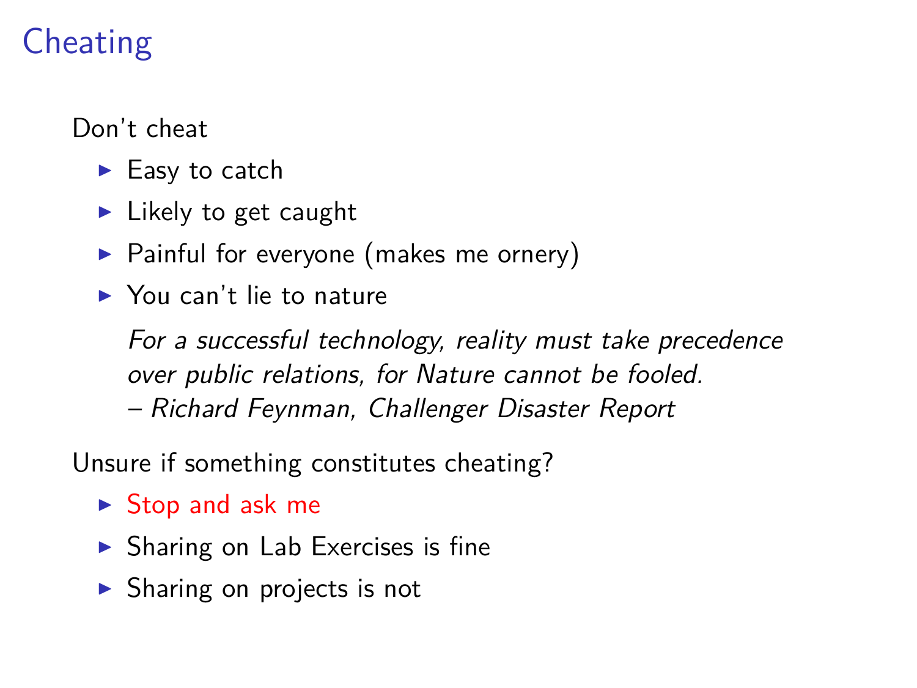# Cheating

Don't cheat

- Easy to catch
- Likely to get caught
- Painful for everyone (makes me ornery)
- You can't lie to nature

  *For a successful technology, reality must take precedence over public relations, for Nature cannot be fooled.*
  *– Richard Feynman, Challenger Disaster Report*

Unsure if something constitutes cheating?

- Stop and ask me
- Sharing on Lab Exercises is fine
- Sharing on projects is not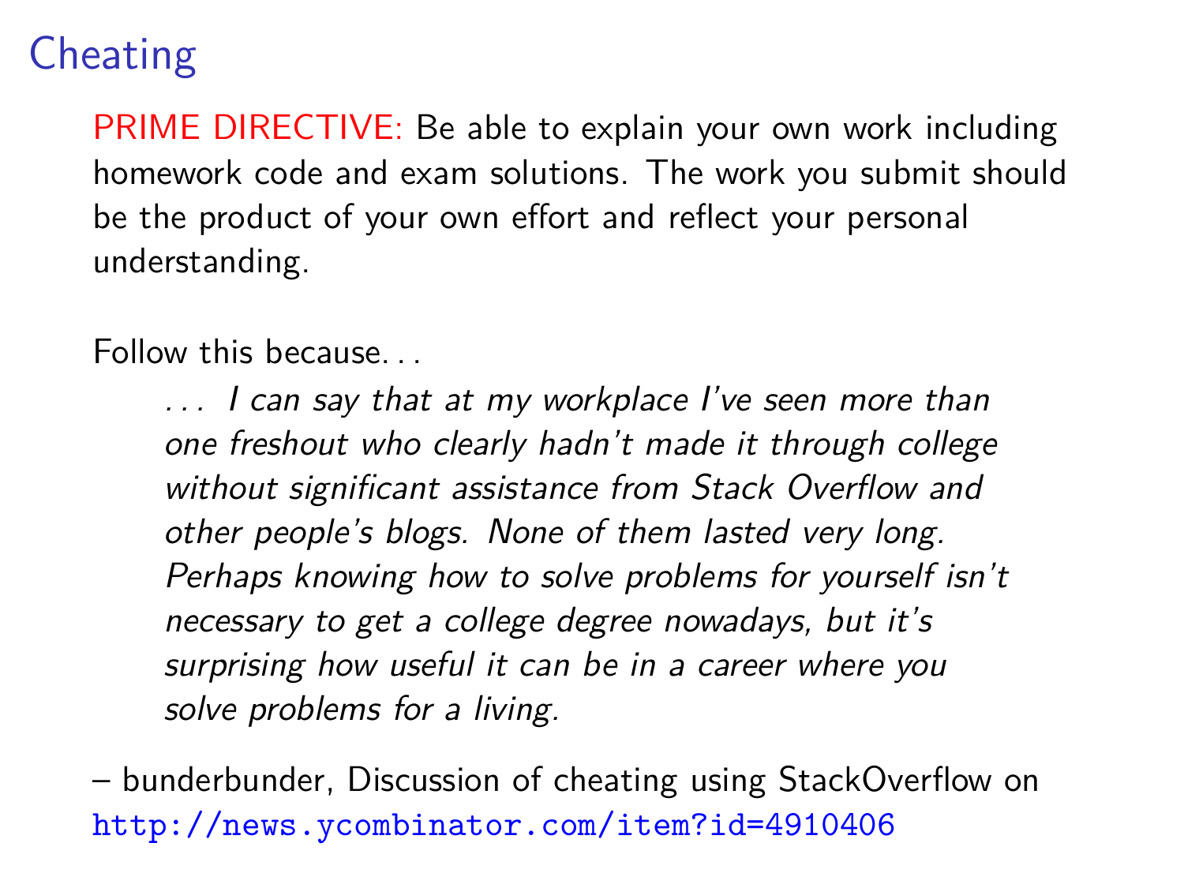# Cheating

PRIME DIRECTIVE: Be able to explain your own work including homework code and exam solutions. The work you submit should be the product of your own effort and reflect your personal understanding.

Follow this because...

> *... I can say that at my workplace I've seen more than one freshout who clearly hadn't made it through college without significant assistance from Stack Overflow and other people's blogs. None of them lasted very long. Perhaps knowing how to solve problems for yourself isn't necessary to get a college degree nowadays, but it's surprising how useful it can be in a career where you solve problems for a living.*

– bunderbunder, Discussion of cheating using StackOverflow on http://news.ycombinator.com/item?id=4910406